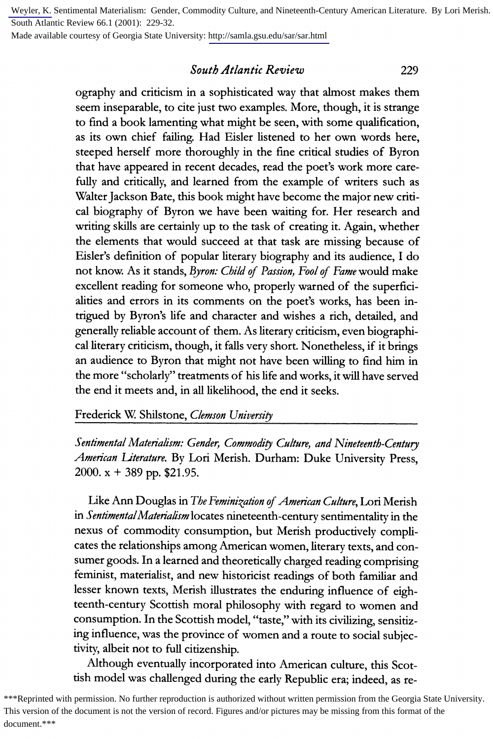Weyler, K. Sentimental Materialism: Gender, Commodity Culture, and Nineteenth-Century American Literature. By Lori Merish. South Atlantic Review 66.1 (2001): 229-32.
Made available courtesy of Georgia State University: http://samla.gsu.edu/sar/sar.html

ography and criticism in a sophisticated way that almost makes them seem inseparable, to cite just two examples. More, though, it is strange to find a book lamenting what might be seen, with some qualification, as its own chief failing. Had Eisler listened to her own words here, steeped herself more thoroughly in the fine critical studies of Byron that have appeared in recent decades, read the poet's work more carefully and critically, and learned from the example of writers such as Walter Jackson Bate, this book might have become the major new critical biography of Byron we have been waiting for. Her research and writing skills are certainly up to the task of creating it. Again, whether the elements that would succeed at that task are missing because of Eisler's definition of popular literary biography and its audience, I do not know. As it stands, *Byron: Child of Passion, Fool of Fame* would make excellent reading for someone who, properly warned of the superficialities and errors in its comments on the poet's works, has been intrigued by Byron's life and character and wishes a rich, detailed, and generally reliable account of them. As literary criticism, even biographical literary criticism, though, it falls very short. Nonetheless, if it brings an audience to Byron that might not have been willing to find him in the more "scholarly" treatments of his life and works, it will have served the end it meets and, in all likelihood, the end it seeks.

Frederick W. Shilstone, *Clemson University*

---

*Sentimental Materialism: Gender, Commodity Culture, and Nineteenth-Century American Literature.* By Lori Merish. Durham: Duke University Press, 2000. x + 389 pp. $21.95.

Like Ann Douglas in *The Feminization of American Culture*, Lori Merish in *Sentimental Materialism* locates nineteenth-century sentimentality in the nexus of commodity consumption, but Merish productively complicates the relationships among American women, literary texts, and consumer goods. In a learned and theoretically charged reading comprising feminist, materialist, and new historicist readings of both familiar and lesser known texts, Merish illustrates the enduring influence of eighteenth-century Scottish moral philosophy with regard to women and consumption. In the Scottish model, "taste," with its civilizing, sensitizing influence, was the province of women and a route to social subjectivity, albeit not to full citizenship.

Although eventually incorporated into American culture, this Scottish model was challenged during the early Republic era; indeed, as re-

***Reprinted with permission. No further reproduction is authorized without written permission from the Georgia State University. This version of the document is not the version of record. Figures and/or pictures may be missing from this format of the document.***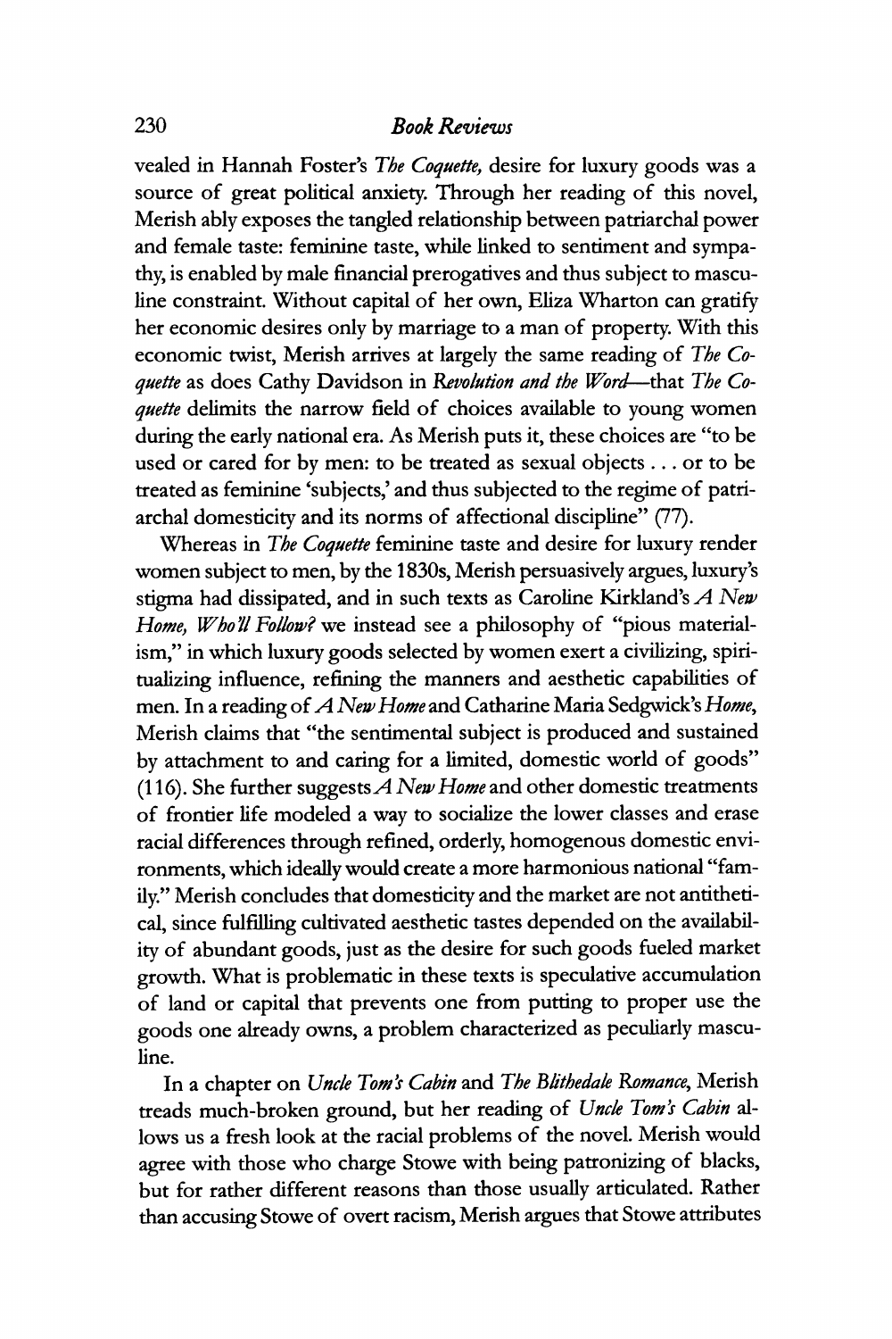vealed in Hannah Foster's *The Coquette*, desire for luxury goods was a source of great political anxiety. Through her reading of this novel, Merish ably exposes the tangled relationship between patriarchal power and female taste: feminine taste, while linked to sentiment and sympathy, is enabled by male financial prerogatives and thus subject to masculine constraint. Without capital of her own, Eliza Wharton can gratify her economic desires only by marriage to a man of property. With this economic twist, Merish arrives at largely the same reading of *The Coquette* as does Cathy Davidson in *Revolution and the Word*—that *The Coquette* delimits the narrow field of choices available to young women during the early national era. As Merish puts it, these choices are "to be used or cared for by men: to be treated as sexual objects . . . or to be treated as feminine 'subjects,' and thus subjected to the regime of patriarchal domesticity and its norms of affectional discipline" (77).

Whereas in *The Coquette* feminine taste and desire for luxury render women subject to men, by the 1830s, Merish persuasively argues, luxury's stigma had dissipated, and in such texts as Caroline Kirkland's *A New Home, Who'll Follow?* we instead see a philosophy of "pious materialism," in which luxury goods selected by women exert a civilizing, spiritualizing influence, refining the manners and aesthetic capabilities of men. In a reading of *A New Home* and Catharine Maria Sedgwick's *Home*, Merish claims that "the sentimental subject is produced and sustained by attachment to and caring for a limited, domestic world of goods" (116). She further suggests *A New Home* and other domestic treatments of frontier life modeled a way to socialize the lower classes and erase racial differences through refined, orderly, homogenous domestic environments, which ideally would create a more harmonious national "family." Merish concludes that domesticity and the market are not antithetical, since fulfilling cultivated aesthetic tastes depended on the availability of abundant goods, just as the desire for such goods fueled market growth. What is problematic in these texts is speculative accumulation of land or capital that prevents one from putting to proper use the goods one already owns, a problem characterized as peculiarly masculine.

In a chapter on *Uncle Tom's Cabin* and *The Blithedale Romance*, Merish treads much-broken ground, but her reading of *Uncle Tom's Cabin* allows us a fresh look at the racial problems of the novel. Merish would agree with those who charge Stowe with being patronizing of blacks, but for rather different reasons than those usually articulated. Rather than accusing Stowe of overt racism, Merish argues that Stowe attributes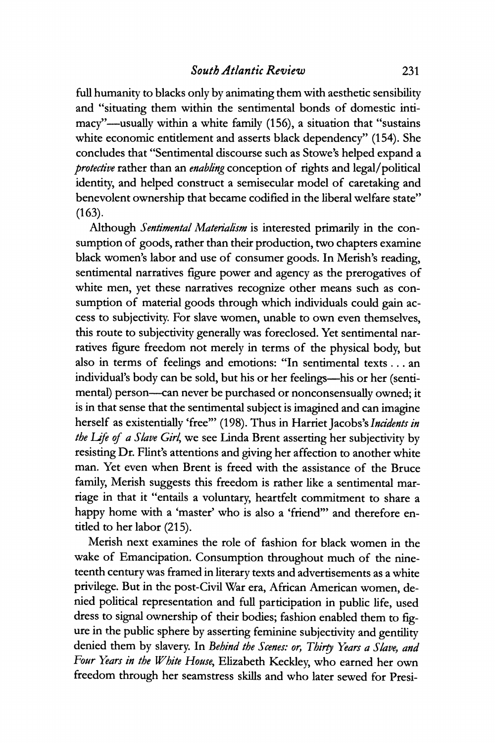full humanity to blacks only by animating them with aesthetic sensibility and "situating them within the sentimental bonds of domestic intimacy"—usually within a white family (156), a situation that "sustains white economic entitlement and asserts black dependency" (154). She concludes that "Sentimental discourse such as Stowe's helped expand a *protective* rather than an *enabling* conception of rights and legal/political identity, and helped construct a semisecular model of caretaking and benevolent ownership that became codified in the liberal welfare state" (163).

Although *Sentimental Materialism* is interested primarily in the consumption of goods, rather than their production, two chapters examine black women's labor and use of consumer goods. In Merish's reading, sentimental narratives figure power and agency as the prerogatives of white men, yet these narratives recognize other means such as consumption of material goods through which individuals could gain access to subjectivity. For slave women, unable to own even themselves, this route to subjectivity generally was foreclosed. Yet sentimental narratives figure freedom not merely in terms of the physical body, but also in terms of feelings and emotions: "In sentimental texts . . . an individual's body can be sold, but his or her feelings—his or her (sentimental) person—can never be purchased or nonconsensually owned; it is in that sense that the sentimental subject is imagined and can imagine herself as existentially 'free'" (198). Thus in Harriet Jacobs's *Incidents in the Life of a Slave Girl*, we see Linda Brent asserting her subjectivity by resisting Dr. Flint's attentions and giving her affection to another white man. Yet even when Brent is freed with the assistance of the Bruce family, Merish suggests this freedom is rather like a sentimental marriage in that it "entails a voluntary, heartfelt commitment to share a happy home with a 'master' who is also a 'friend'" and therefore entitled to her labor (215).

Merish next examines the role of fashion for black women in the wake of Emancipation. Consumption throughout much of the nineteenth century was framed in literary texts and advertisements as a white privilege. But in the post-Civil War era, African American women, denied political representation and full participation in public life, used dress to signal ownership of their bodies; fashion enabled them to figure in the public sphere by asserting feminine subjectivity and gentility denied them by slavery. In *Behind the Scenes: or, Thirty Years a Slave, and Four Years in the White House*, Elizabeth Keckley, who earned her own freedom through her seamstress skills and who later sewed for Presi-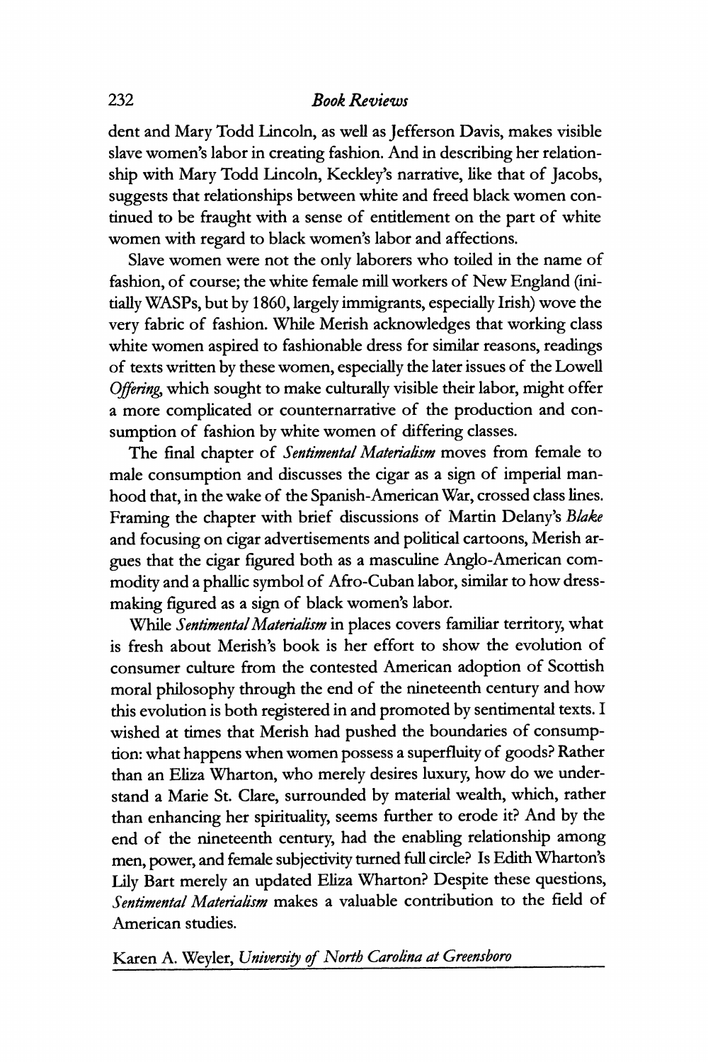dent and Mary Todd Lincoln, as well as Jefferson Davis, makes visible slave women's labor in creating fashion. And in describing her relationship with Mary Todd Lincoln, Keckley's narrative, like that of Jacobs, suggests that relationships between white and freed black women continued to be fraught with a sense of entitlement on the part of white women with regard to black women's labor and affections.

Slave women were not the only laborers who toiled in the name of fashion, of course; the white female mill workers of New England (initially WASPs, but by 1860, largely immigrants, especially Irish) wove the very fabric of fashion. While Merish acknowledges that working class white women aspired to fashionable dress for similar reasons, readings of texts written by these women, especially the later issues of the *Lowell Offering*, which sought to make culturally visible their labor, might offer a more complicated or counternarrative of the production and consumption of fashion by white women of differing classes.

The final chapter of *Sentimental Materialism* moves from female to male consumption and discusses the cigar as a sign of imperial manhood that, in the wake of the Spanish-American War, crossed class lines. Framing the chapter with brief discussions of Martin Delany's *Blake* and focusing on cigar advertisements and political cartoons, Merish argues that the cigar figured both as a masculine Anglo-American commodity and a phallic symbol of Afro-Cuban labor, similar to how dressmaking figured as a sign of black women's labor.

While *Sentimental Materialism* in places covers familiar territory, what is fresh about Merish's book is her effort to show the evolution of consumer culture from the contested American adoption of Scottish moral philosophy through the end of the nineteenth century and how this evolution is both registered in and promoted by sentimental texts. I wished at times that Merish had pushed the boundaries of consumption: what happens when women possess a superfluity of goods? Rather than an Eliza Wharton, who merely desires luxury, how do we understand a Marie St. Clare, surrounded by material wealth, which, rather than enhancing her spirituality, seems further to erode it? And by the end of the nineteenth century, had the enabling relationship among men, power, and female subjectivity turned full circle? Is Edith Wharton's Lily Bart merely an updated Eliza Wharton? Despite these questions, *Sentimental Materialism* makes a valuable contribution to the field of American studies.

Karen A. Weyler, *University of North Carolina at Greensboro*